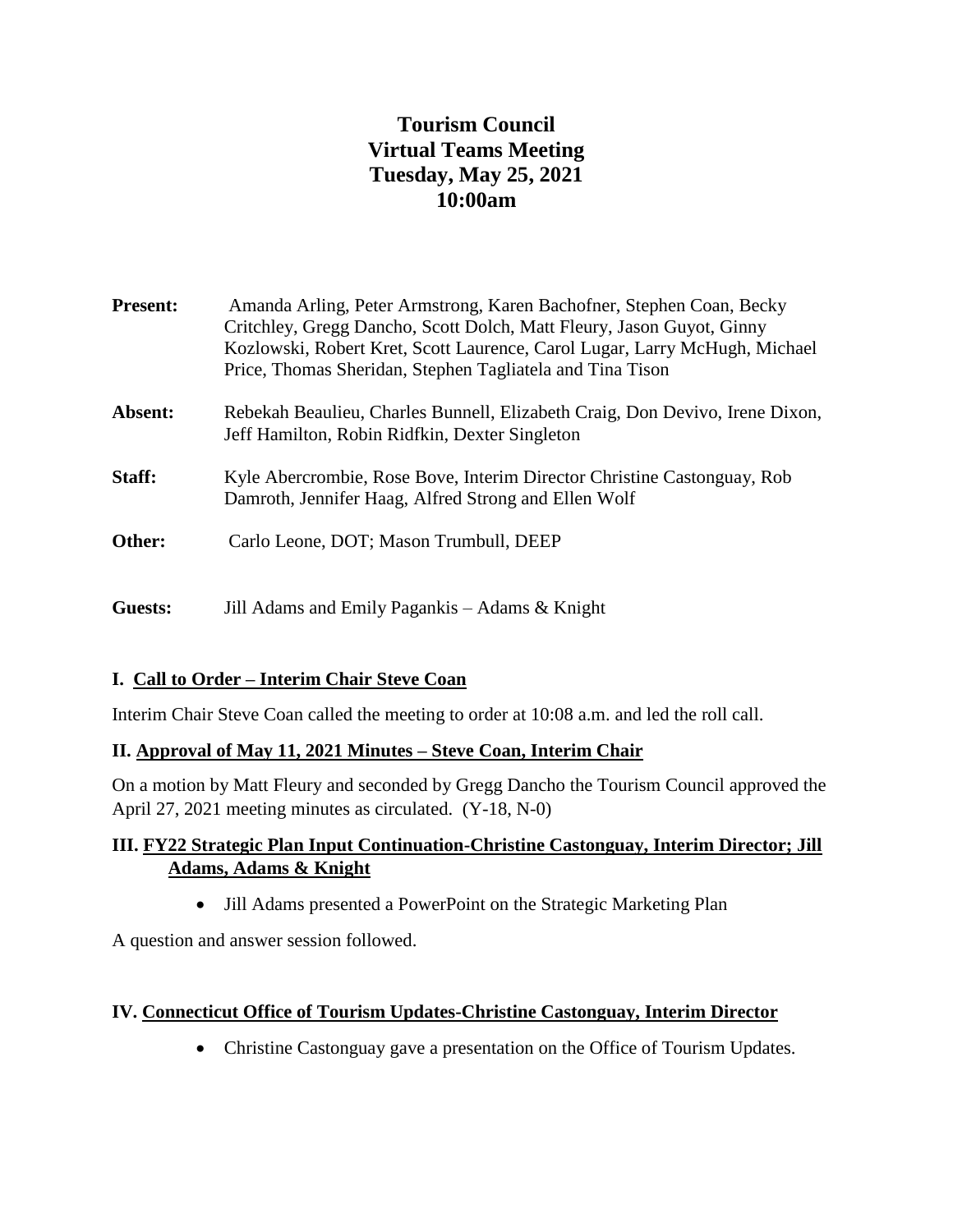# Tourism Council
# Virtual Teams Meeting
# Tuesday, May 25, 2021
# 10:00am

**Present:** Amanda Arling, Peter Armstrong, Karen Bachofner, Stephen Coan, Becky Critchley, Gregg Dancho, Scott Dolch, Matt Fleury, Jason Guyot, Ginny Kozlowski, Robert Kret, Scott Laurence, Carol Lugar, Larry McHugh, Michael Price, Thomas Sheridan, Stephen Tagliatela and Tina Tison

**Absent:** Rebekah Beaulieu, Charles Bunnell, Elizabeth Craig, Don Devivo, Irene Dixon, Jeff Hamilton, Robin Ridfkin, Dexter Singleton

**Staff:** Kyle Abercrombie, Rose Bove, Interim Director Christine Castonguay, Rob Damroth, Jennifer Haag, Alfred Strong and Ellen Wolf

**Other:** Carlo Leone, DOT; Mason Trumbull, DEEP

**Guests:** Jill Adams and Emily Pagankis – Adams & Knight

## I. Call to Order – Interim Chair Steve Coan

Interim Chair Steve Coan called the meeting to order at 10:08 a.m. and led the roll call.

## II. Approval of May 11, 2021 Minutes – Steve Coan, Interim Chair

On a motion by Matt Fleury and seconded by Gregg Dancho the Tourism Council approved the April 27, 2021 meeting minutes as circulated. (Y-18, N-0)

## III. FY22 Strategic Plan Input Continuation-Christine Castonguay, Interim Director; Jill Adams, Adams & Knight

- Jill Adams presented a PowerPoint on the Strategic Marketing Plan

A question and answer session followed.

## IV. Connecticut Office of Tourism Updates-Christine Castonguay, Interim Director

- Christine Castonguay gave a presentation on the Office of Tourism Updates.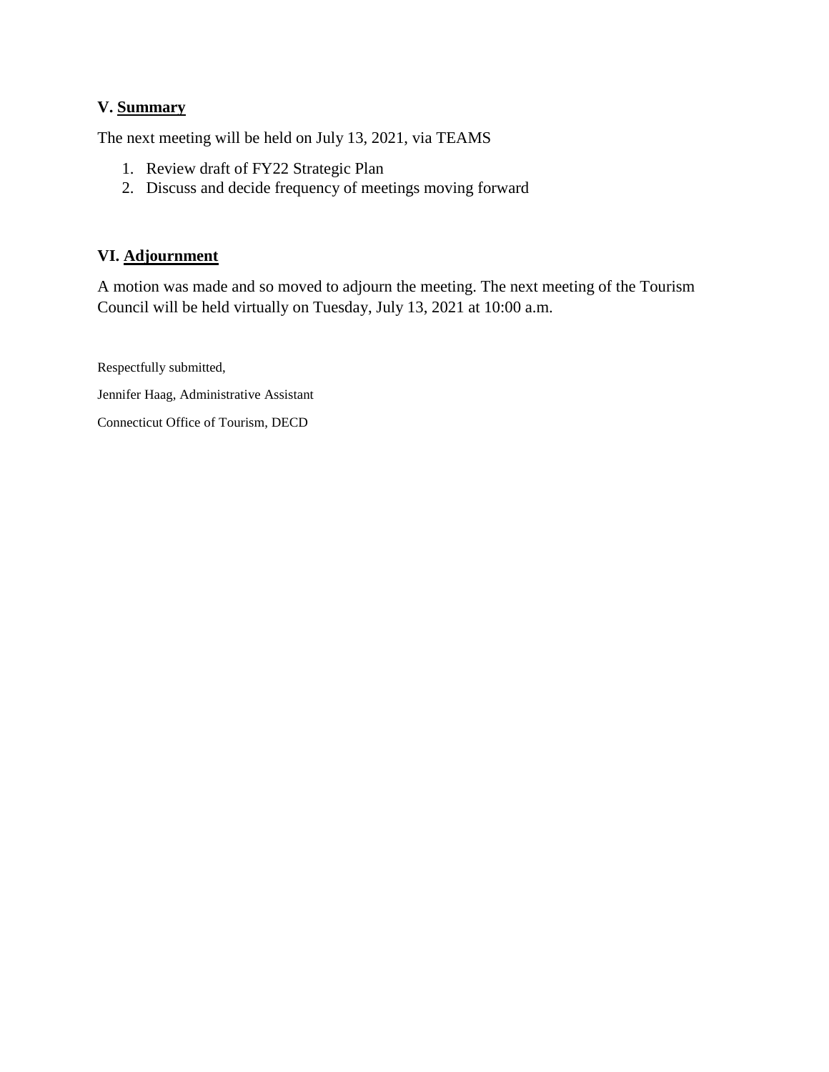## V. <u>Summary</u>

The next meeting will be held on July 13, 2021, via TEAMS

1. Review draft of FY22 Strategic Plan
2. Discuss and decide frequency of meetings moving forward

## VI. <u>Adjournment</u>

A motion was made and so moved to adjourn the meeting. The next meeting of the Tourism Council will be held virtually on Tuesday, July 13, 2021 at 10:00 a.m.

Respectfully submitted,

Jennifer Haag, Administrative Assistant

Connecticut Office of Tourism, DECD